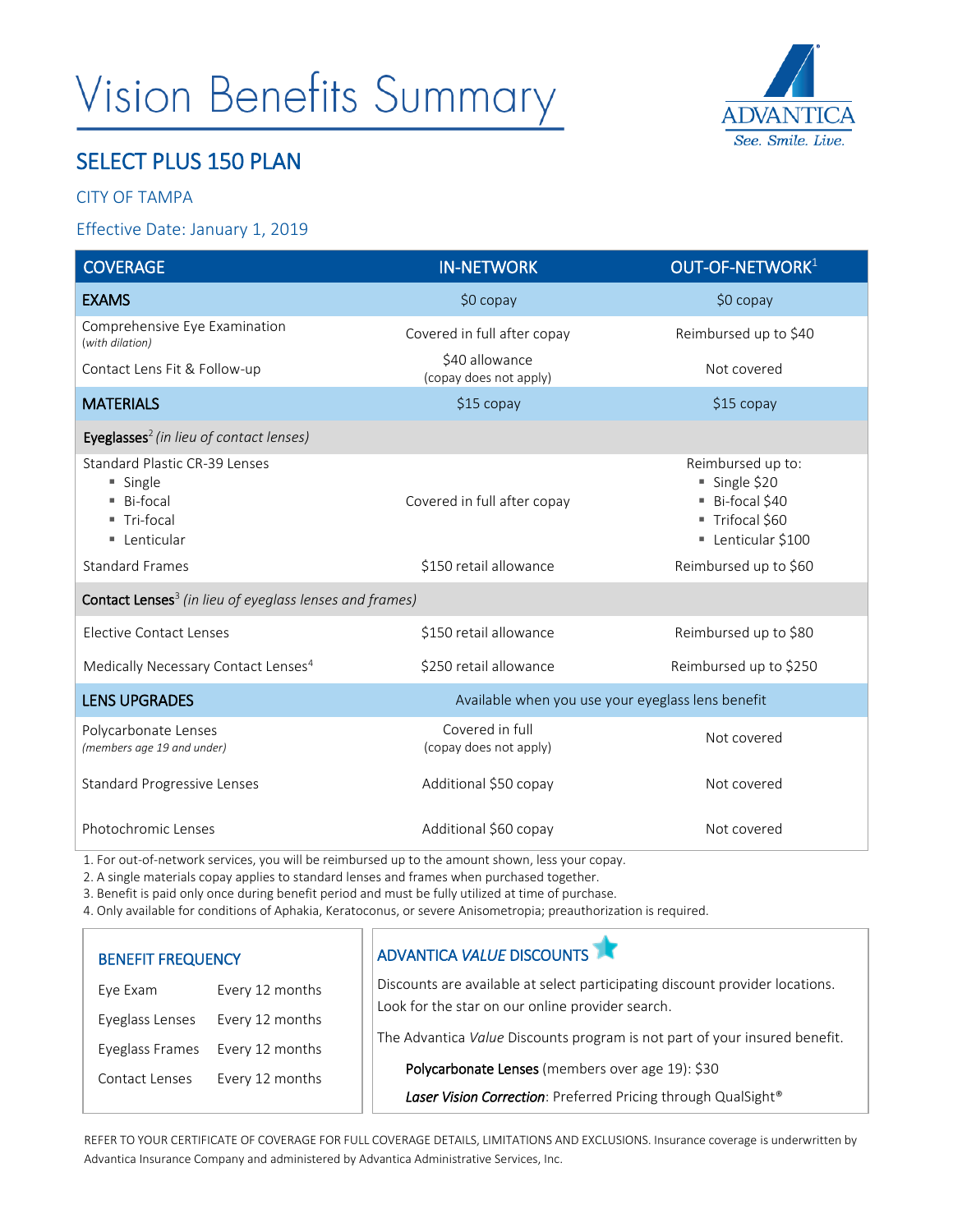# Vision Benefits Summary

ADVANTICA
*See. Smile. Live.*

## SELECT PLUS 150 PLAN

CITY OF TAMPA

Effective Date: January 1, 2019

| COVERAGE | IN-NETWORK | OUT-OF-NETWORK[1] |
|---|---|---|
| **EXAMS** | $0 copay | $0 copay |
| Comprehensive Eye Examination *(with dilation)* | Covered in full after copay | Reimbursed up to $40 |
| Contact Lens Fit & Follow-up | $40 allowance (copay does not apply) | Not covered |
| **MATERIALS** | $15 copay | $15 copay |
| **Eyeglasses**[2] *(in lieu of contact lenses)* | | |
| Standard Plastic CR-39 Lenses<br>▪ Single<br>▪ Bi-focal<br>▪ Tri-focal<br>▪ Lenticular | Covered in full after copay | Reimbursed up to:<br>▪ Single $20<br>▪ Bi-focal $40<br>▪ Trifocal $60<br>▪ Lenticular $100 |
| Standard Frames | $150 retail allowance | Reimbursed up to $60 |
| **Contact Lenses**[3] *(in lieu of eyeglass lenses and frames)* | | |
| Elective Contact Lenses | $150 retail allowance | Reimbursed up to $80 |
| Medically Necessary Contact Lenses[4] | $250 retail allowance | Reimbursed up to $250 |
| **LENS UPGRADES** | Available when you use your eyeglass lens benefit | |
| Polycarbonate Lenses *(members age 19 and under)* | Covered in full (copay does not apply) | Not covered |
| Standard Progressive Lenses | Additional $50 copay | Not covered |
| Photochromic Lenses | Additional $60 copay | Not covered |

1. For out-of-network services, you will be reimbursed up to the amount shown, less your copay.
2. A single materials copay applies to standard lenses and frames when purchased together.
3. Benefit is paid only once during benefit period and must be fully utilized at time of purchase.
4. Only available for conditions of Aphakia, Keratoconus, or severe Anisometropia; preauthorization is required.

### BENEFIT FREQUENCY

| | |
|---|---|
| Eye Exam | Every 12 months |
| Eyeglass Lenses | Every 12 months |
| Eyeglass Frames | Every 12 months |
| Contact Lenses | Every 12 months |

### ADVANTICA *VALUE* DISCOUNTS

Discounts are available at select participating discount provider locations. Look for the star on our online provider search.

The Advantica *Value* Discounts program is not part of your insured benefit.

**Polycarbonate Lenses** (members over age 19): $30

***Laser Vision Correction***: Preferred Pricing through QualSight®

REFER TO YOUR CERTIFICATE OF COVERAGE FOR FULL COVERAGE DETAILS, LIMITATIONS AND EXCLUSIONS. Insurance coverage is underwritten by Advantica Insurance Company and administered by Advantica Administrative Services, Inc.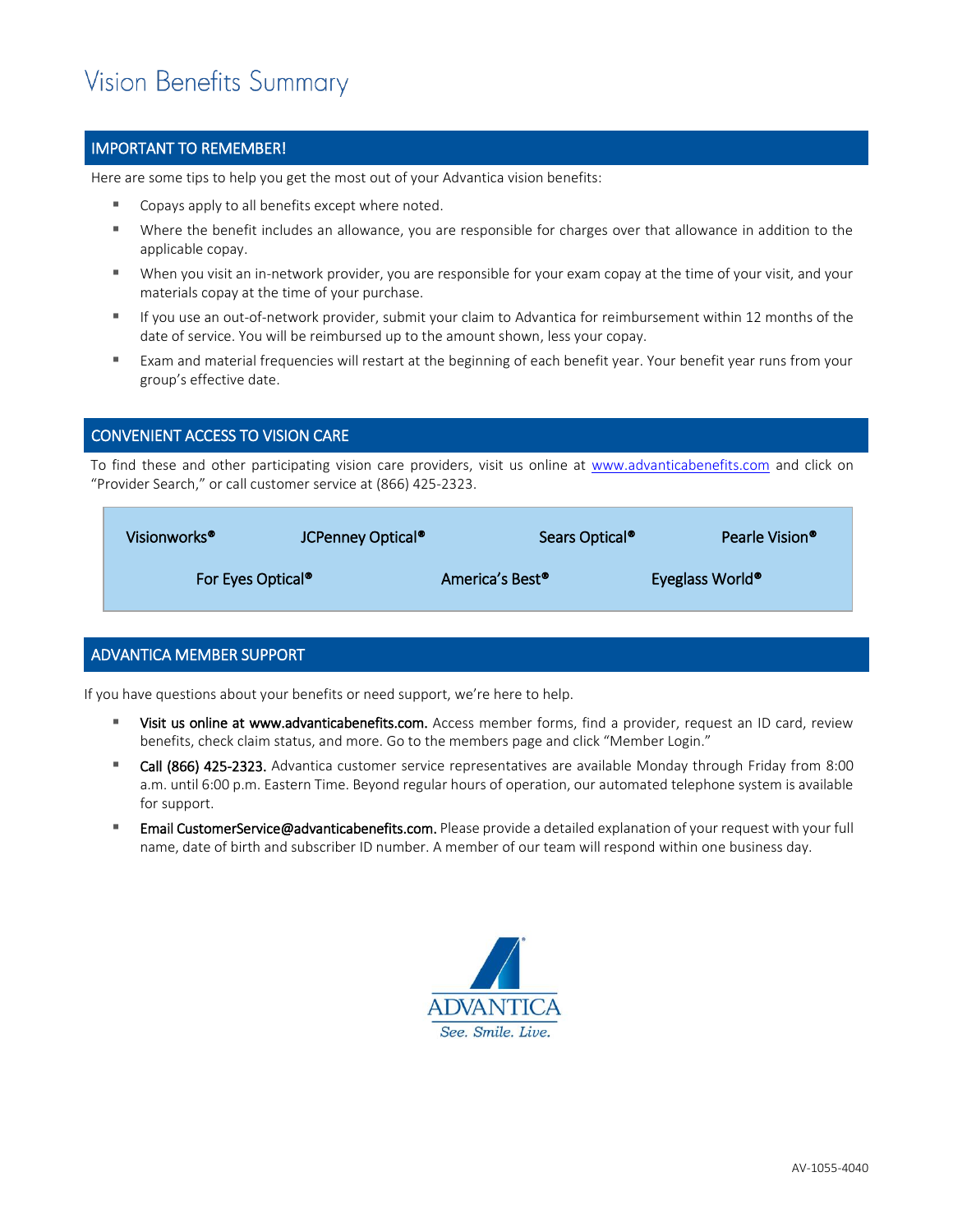# Vision Benefits Summary

## IMPORTANT TO REMEMBER!

Here are some tips to help you get the most out of your Advantica vision benefits:

- Copays apply to all benefits except where noted.
- Where the benefit includes an allowance, you are responsible for charges over that allowance in addition to the applicable copay.
- When you visit an in-network provider, you are responsible for your exam copay at the time of your visit, and your materials copay at the time of your purchase.
- If you use an out-of-network provider, submit your claim to Advantica for reimbursement within 12 months of the date of service. You will be reimbursed up to the amount shown, less your copay.
- Exam and material frequencies will restart at the beginning of each benefit year. Your benefit year runs from your group's effective date.

## CONVENIENT ACCESS TO VISION CARE

To find these and other participating vision care providers, visit us online at www.advanticabenefits.com and click on "Provider Search," or call customer service at (866) 425-2323.

Visionworks® JCPenney Optical® Sears Optical® Pearle Vision®

For Eyes Optical® America's Best® Eyeglass World®

## ADVANTICA MEMBER SUPPORT

If you have questions about your benefits or need support, we're here to help.

- **Visit us online at www.advanticabenefits.com.** Access member forms, find a provider, request an ID card, review benefits, check claim status, and more. Go to the members page and click "Member Login."
- **Call (866) 425-2323.** Advantica customer service representatives are available Monday through Friday from 8:00 a.m. until 6:00 p.m. Eastern Time. Beyond regular hours of operation, our automated telephone system is available for support.
- **Email CustomerService@advanticabenefits.com.** Please provide a detailed explanation of your request with your full name, date of birth and subscriber ID number. A member of our team will respond within one business day.

ADVANTICA

*See. Smile. Live.*

AV-1055-4040